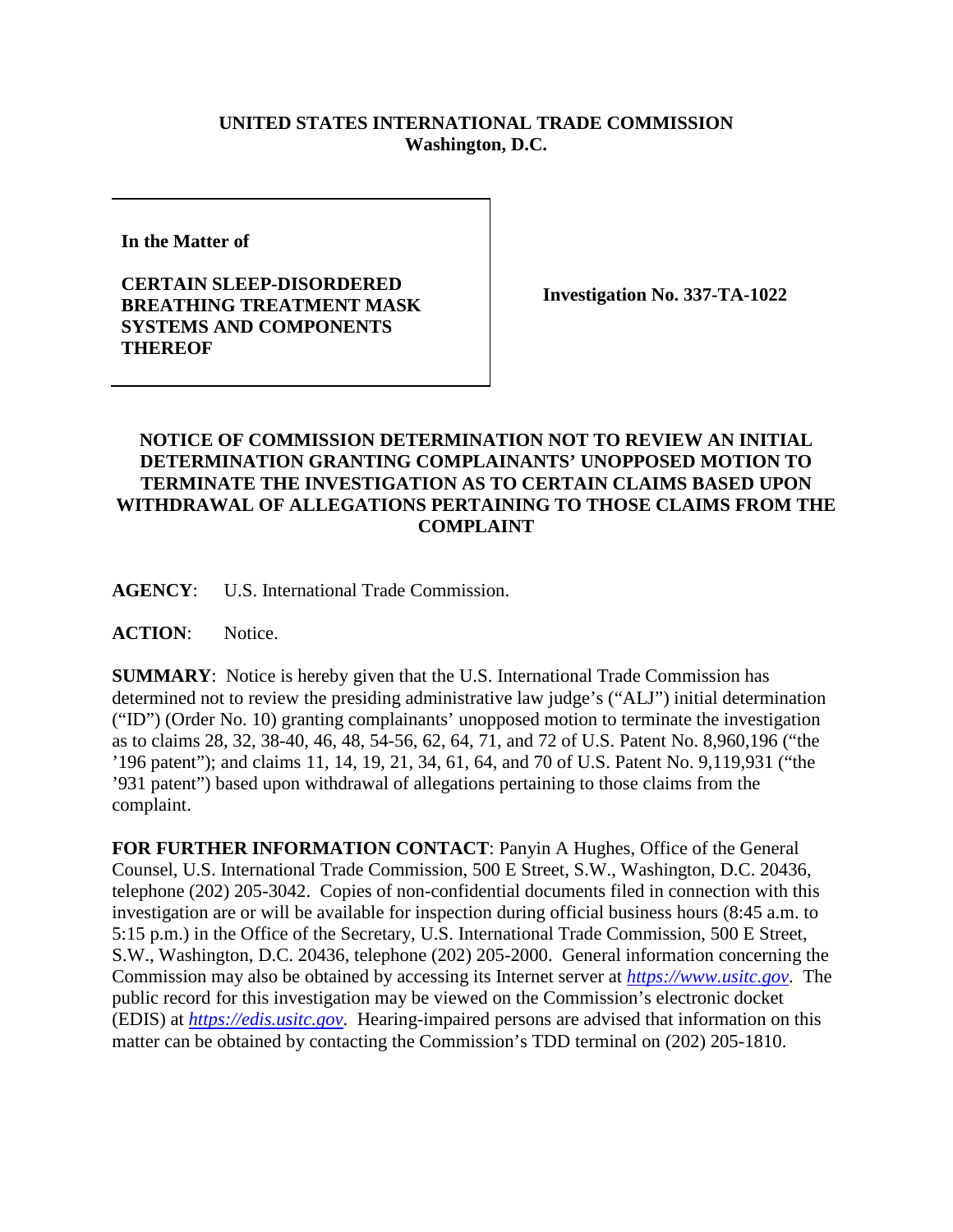**UNITED STATES INTERNATIONAL TRADE COMMISSION**
**Washington, D.C.**

| **In the Matter of**<br><br>**CERTAIN SLEEP-DISORDERED BREATHING TREATMENT MASK SYSTEMS AND COMPONENTS THEREOF** | **Investigation No. 337-TA-1022** |
|---|---|

**NOTICE OF COMMISSION DETERMINATION NOT TO REVIEW AN INITIAL DETERMINATION GRANTING COMPLAINANTS' UNOPPOSED MOTION TO TERMINATE THE INVESTIGATION AS TO CERTAIN CLAIMS BASED UPON WITHDRAWAL OF ALLEGATIONS PERTAINING TO THOSE CLAIMS FROM THE COMPLAINT**

**AGENCY**: U.S. International Trade Commission.

**ACTION**: Notice.

**SUMMARY**: Notice is hereby given that the U.S. International Trade Commission has determined not to review the presiding administrative law judge's ("ALJ") initial determination ("ID") (Order No. 10) granting complainants' unopposed motion to terminate the investigation as to claims 28, 32, 38-40, 46, 48, 54-56, 62, 64, 71, and 72 of U.S. Patent No. 8,960,196 ("the '196 patent"); and claims 11, 14, 19, 21, 34, 61, 64, and 70 of U.S. Patent No. 9,119,931 ("the '931 patent") based upon withdrawal of allegations pertaining to those claims from the complaint.

**FOR FURTHER INFORMATION CONTACT**: Panyin A Hughes, Office of the General Counsel, U.S. International Trade Commission, 500 E Street, S.W., Washington, D.C. 20436, telephone (202) 205-3042. Copies of non-confidential documents filed in connection with this investigation are or will be available for inspection during official business hours (8:45 a.m. to 5:15 p.m.) in the Office of the Secretary, U.S. International Trade Commission, 500 E Street, S.W., Washington, D.C. 20436, telephone (202) 205-2000. General information concerning the Commission may also be obtained by accessing its Internet server at *https://www.usitc.gov*. The public record for this investigation may be viewed on the Commission's electronic docket (EDIS) at *https://edis.usitc.gov*. Hearing-impaired persons are advised that information on this matter can be obtained by contacting the Commission's TDD terminal on (202) 205-1810.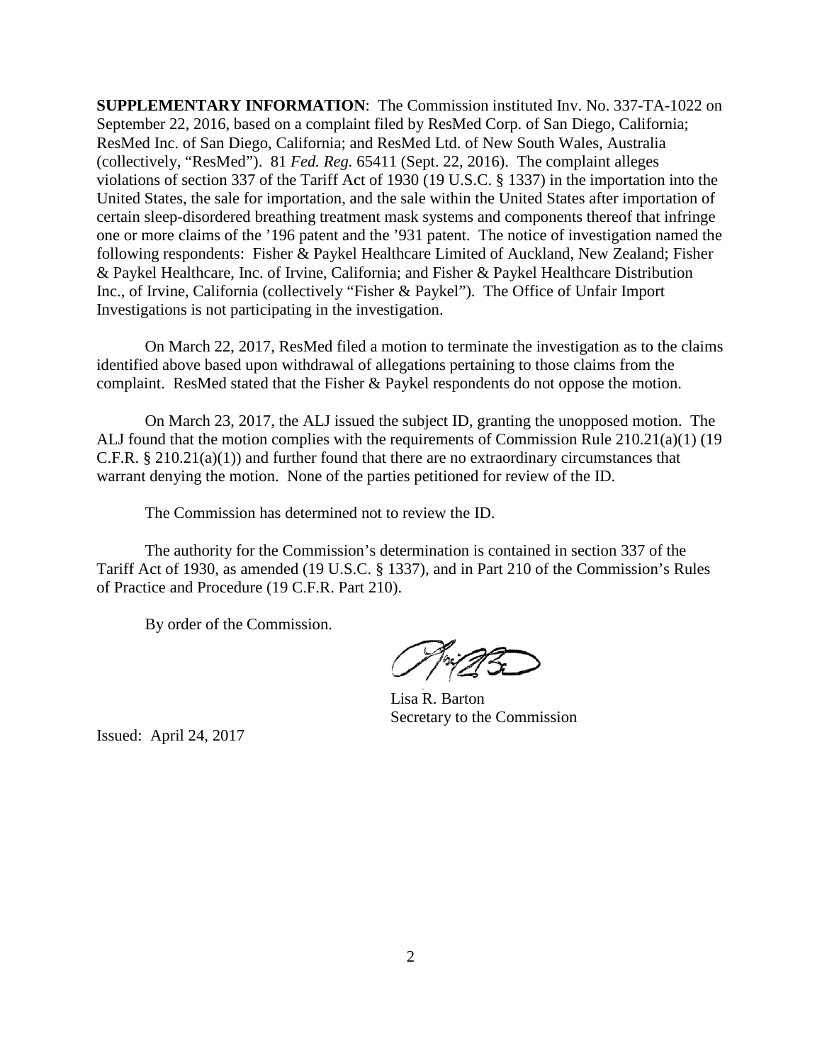**SUPPLEMENTARY INFORMATION**: The Commission instituted Inv. No. 337-TA-1022 on September 22, 2016, based on a complaint filed by ResMed Corp. of San Diego, California; ResMed Inc. of San Diego, California; and ResMed Ltd. of New South Wales, Australia (collectively, "ResMed"). 81 *Fed. Reg.* 65411 (Sept. 22, 2016). The complaint alleges violations of section 337 of the Tariff Act of 1930 (19 U.S.C. § 1337) in the importation into the United States, the sale for importation, and the sale within the United States after importation of certain sleep-disordered breathing treatment mask systems and components thereof that infringe one or more claims of the '196 patent and the '931 patent. The notice of investigation named the following respondents: Fisher & Paykel Healthcare Limited of Auckland, New Zealand; Fisher & Paykel Healthcare, Inc. of Irvine, California; and Fisher & Paykel Healthcare Distribution Inc., of Irvine, California (collectively "Fisher & Paykel"). The Office of Unfair Import Investigations is not participating in the investigation.

On March 22, 2017, ResMed filed a motion to terminate the investigation as to the claims identified above based upon withdrawal of allegations pertaining to those claims from the complaint. ResMed stated that the Fisher & Paykel respondents do not oppose the motion.

On March 23, 2017, the ALJ issued the subject ID, granting the unopposed motion. The ALJ found that the motion complies with the requirements of Commission Rule 210.21(a)(1) (19 C.F.R. § 210.21(a)(1)) and further found that there are no extraordinary circumstances that warrant denying the motion. None of the parties petitioned for review of the ID.

The Commission has determined not to review the ID.

The authority for the Commission's determination is contained in section 337 of the Tariff Act of 1930, as amended (19 U.S.C. § 1337), and in Part 210 of the Commission's Rules of Practice and Procedure (19 C.F.R. Part 210).

By order of the Commission.

Lisa R. Barton
Secretary to the Commission

Issued: April 24, 2017